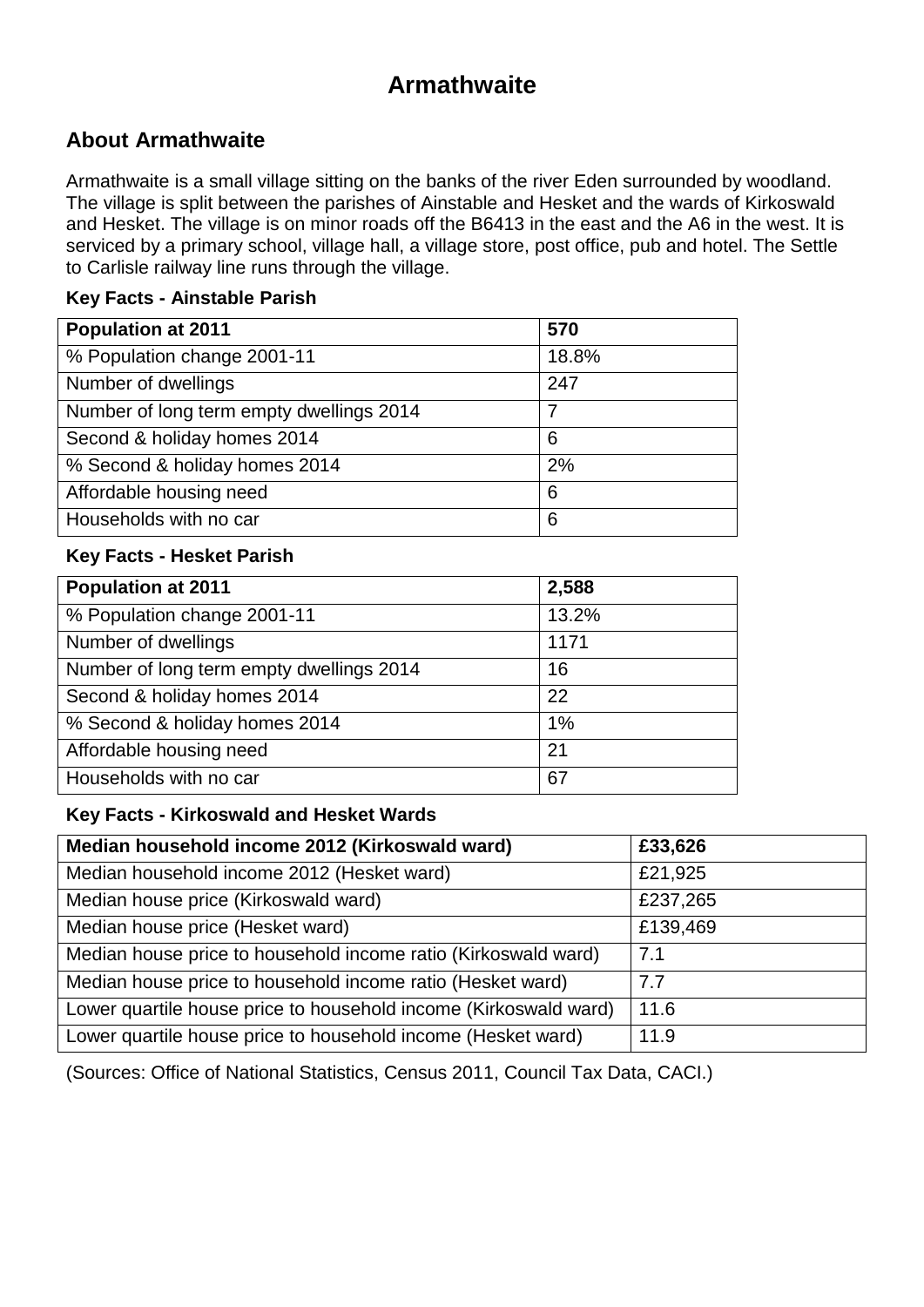# Armathwaite

## About Armathwaite

Armathwaite is a small village sitting on the banks of the river Eden surrounded by woodland. The village is split between the parishes of Ainstable and Hesket and the wards of Kirkoswald and Hesket. The village is on minor roads off the B6413 in the east and the A6 in the west. It is serviced by a primary school, village hall, a village store, post office, pub and hotel. The Settle to Carlisle railway line runs through the village.

**Key Facts - Ainstable Parish**

| **Population at 2011** | **570** |
|---|---|
| % Population change 2001-11 | 18.8% |
| Number of dwellings | 247 |
| Number of long term empty dwellings 2014 | 7 |
| Second & holiday homes 2014 | 6 |
| % Second & holiday homes 2014 | 2% |
| Affordable housing need | 6 |
| Households with no car | 6 |

**Key Facts - Hesket Parish**

| **Population at 2011** | **2,588** |
|---|---|
| % Population change 2001-11 | 13.2% |
| Number of dwellings | 1171 |
| Number of long term empty dwellings 2014 | 16 |
| Second & holiday homes 2014 | 22 |
| % Second & holiday homes 2014 | 1% |
| Affordable housing need | 21 |
| Households with no car | 67 |

**Key Facts - Kirkoswald and Hesket Wards**

| **Median household income 2012 (Kirkoswald ward)** | **£33,626** |
|---|---|
| Median household income 2012 (Hesket ward) | £21,925 |
| Median house price (Kirkoswald ward) | £237,265 |
| Median house price (Hesket ward) | £139,469 |
| Median house price to household income ratio (Kirkoswald ward) | 7.1 |
| Median house price to household income ratio (Hesket ward) | 7.7 |
| Lower quartile house price to household income (Kirkoswald ward) | 11.6 |
| Lower quartile house price to household income (Hesket ward) | 11.9 |

(Sources: Office of National Statistics, Census 2011, Council Tax Data, CACI.)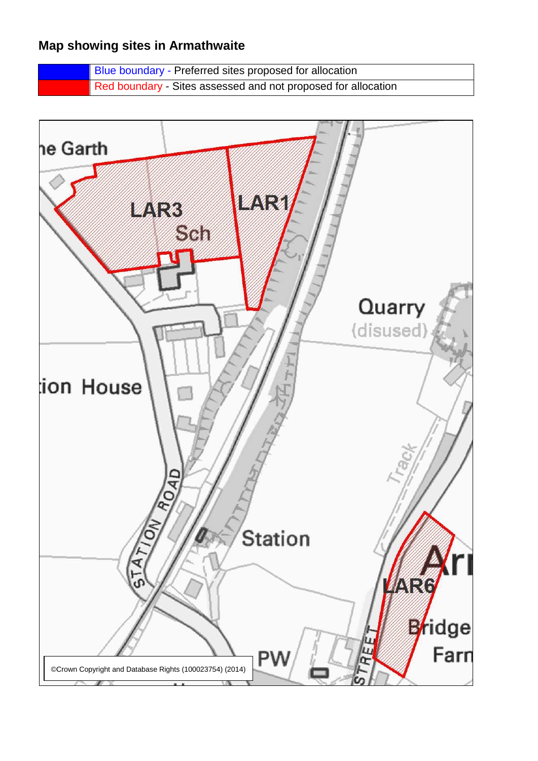**Map showing sites in Armathwaite**

| | |
|---|---|
| | Blue boundary - Preferred sites proposed for allocation |
| | Red boundary - Sites assessed and not proposed for allocation |

©Crown Copyright and Database Rights (100023754) (2014)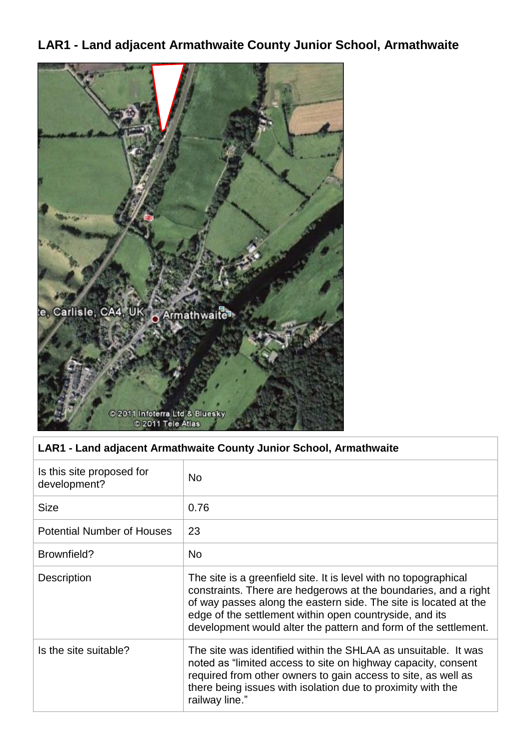## LAR1 - Land adjacent Armathwaite County Junior School, Armathwaite

| LAR1 - Land adjacent Armathwaite County Junior School, Armathwaite | |
|---|---|
| Is this site proposed for development? | No |
| Size | 0.76 |
| Potential Number of Houses | 23 |
| Brownfield? | No |
| Description | The site is a greenfield site. It is level with no topographical constraints. There are hedgerows at the boundaries, and a right of way passes along the eastern side. The site is located at the edge of the settlement within open countryside, and its development would alter the pattern and form of the settlement. |
| Is the site suitable? | The site was identified within the SHLAA as unsuitable. It was noted as "limited access to site on highway capacity, consent required from other owners to gain access to site, as well as there being issues with isolation due to proximity with the railway line." |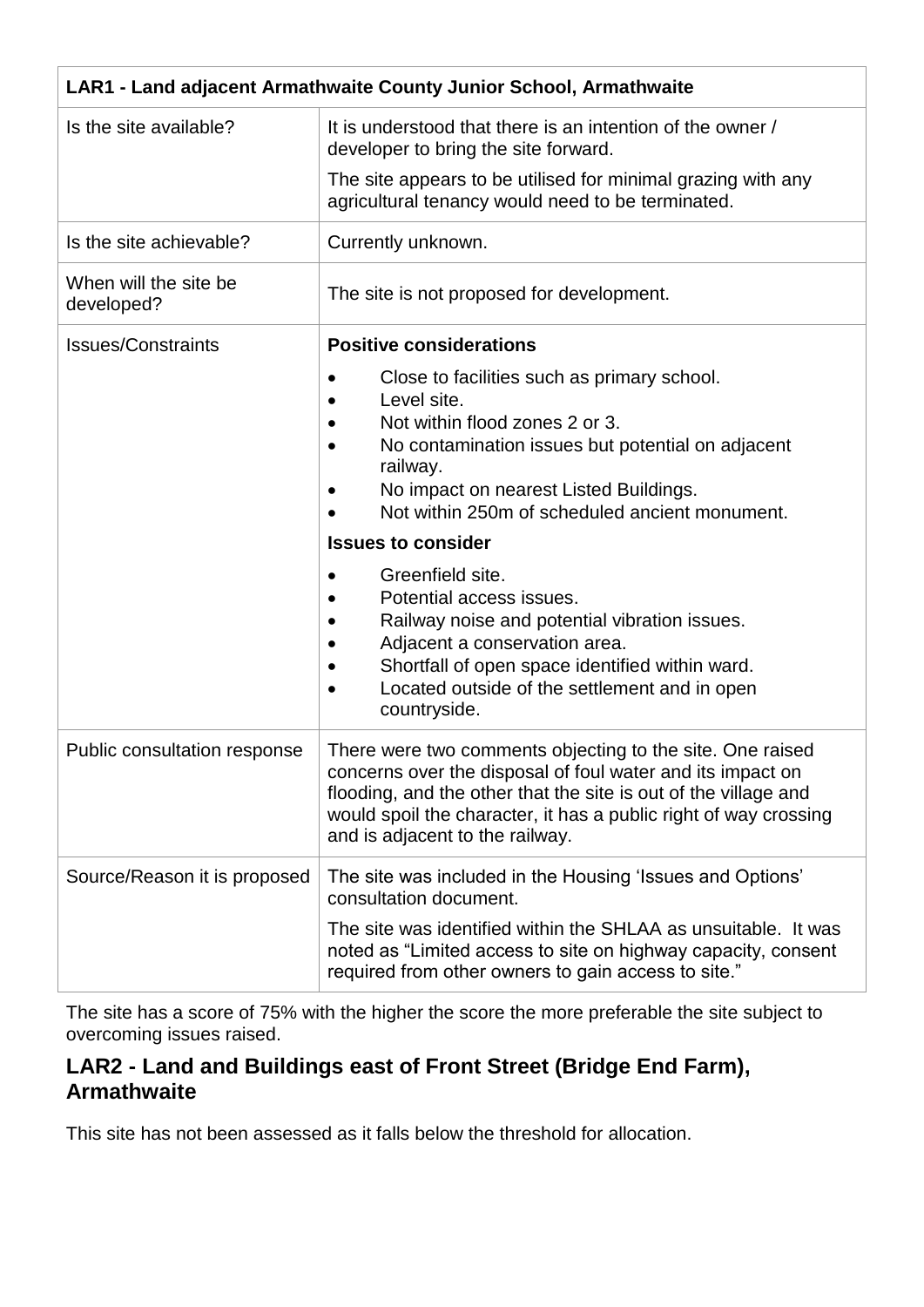| LAR1 - Land adjacent Armathwaite County Junior School, Armathwaite | |
|---|---|
| Is the site available? | It is understood that there is an intention of the owner / developer to bring the site forward.<br><br>The site appears to be utilised for minimal grazing with any agricultural tenancy would need to be terminated. |
| Is the site achievable? | Currently unknown. |
| When will the site be developed? | The site is not proposed for development. |
| Issues/Constraints | **Positive considerations**<br><br>• Close to facilities such as primary school.<br>• Level site.<br>• Not within flood zones 2 or 3.<br>• No contamination issues but potential on adjacent railway.<br>• No impact on nearest Listed Buildings.<br>• Not within 250m of scheduled ancient monument.<br><br>**Issues to consider**<br><br>• Greenfield site.<br>• Potential access issues.<br>• Railway noise and potential vibration issues.<br>• Adjacent a conservation area.<br>• Shortfall of open space identified within ward.<br>• Located outside of the settlement and in open countryside. |
| Public consultation response | There were two comments objecting to the site. One raised concerns over the disposal of foul water and its impact on flooding, and the other that the site is out of the village and would spoil the character, it has a public right of way crossing and is adjacent to the railway. |
| Source/Reason it is proposed | The site was included in the Housing 'Issues and Options' consultation document.<br><br>The site was identified within the SHLAA as unsuitable. It was noted as "Limited access to site on highway capacity, consent required from other owners to gain access to site." |

The site has a score of 75% with the higher the score the more preferable the site subject to overcoming issues raised.

## LAR2 - Land and Buildings east of Front Street (Bridge End Farm), Armathwaite

This site has not been assessed as it falls below the threshold for allocation.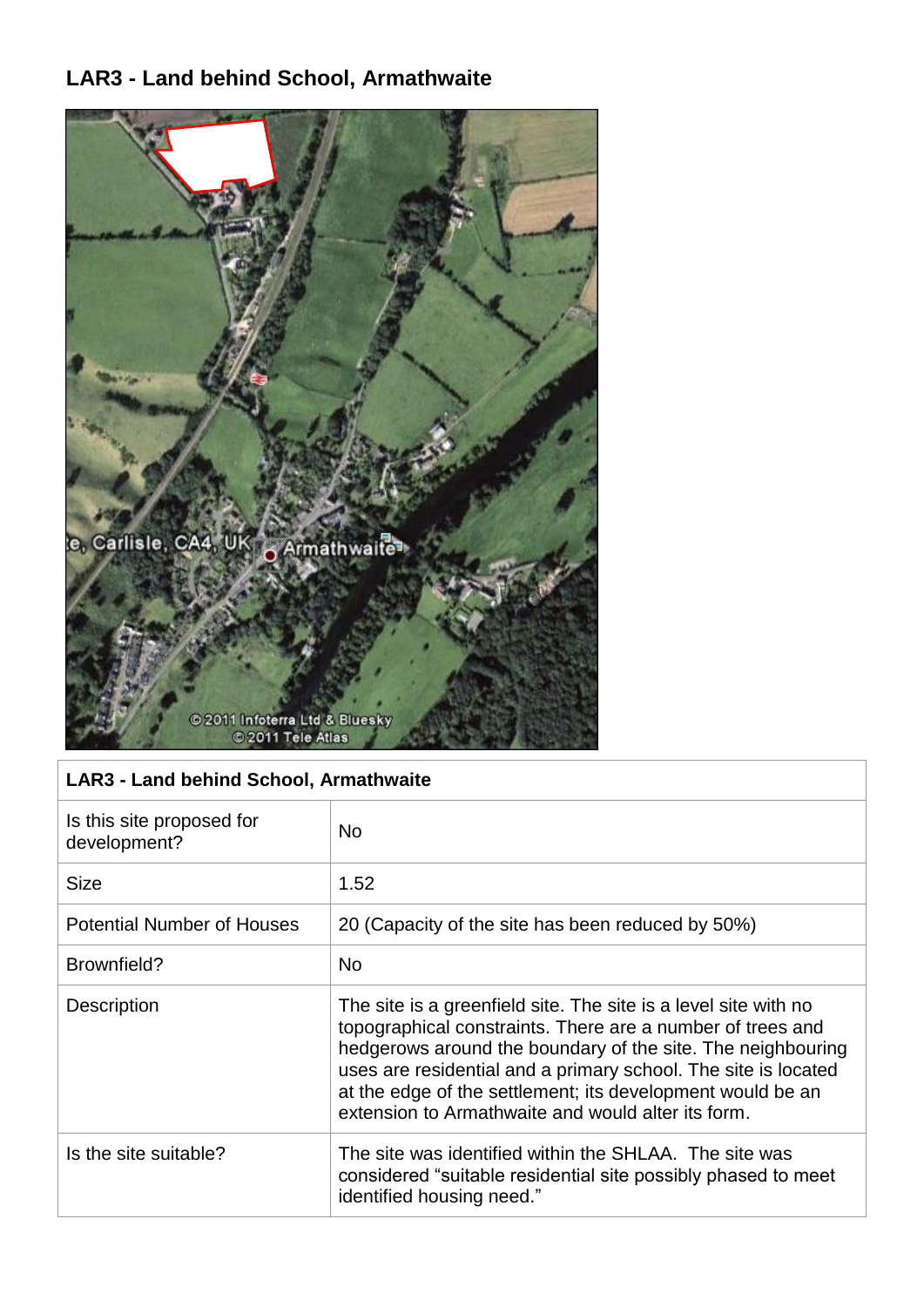## LAR3 - Land behind School, Armathwaite

| LAR3 - Land behind School, Armathwaite | |
|---|---|
| Is this site proposed for development? | No |
| Size | 1.52 |
| Potential Number of Houses | 20 (Capacity of the site has been reduced by 50%) |
| Brownfield? | No |
| Description | The site is a greenfield site. The site is a level site with no topographical constraints. There are a number of trees and hedgerows around the boundary of the site. The neighbouring uses are residential and a primary school. The site is located at the edge of the settlement; its development would be an extension to Armathwaite and would alter its form. |
| Is the site suitable? | The site was identified within the SHLAA. The site was considered "suitable residential site possibly phased to meet identified housing need." |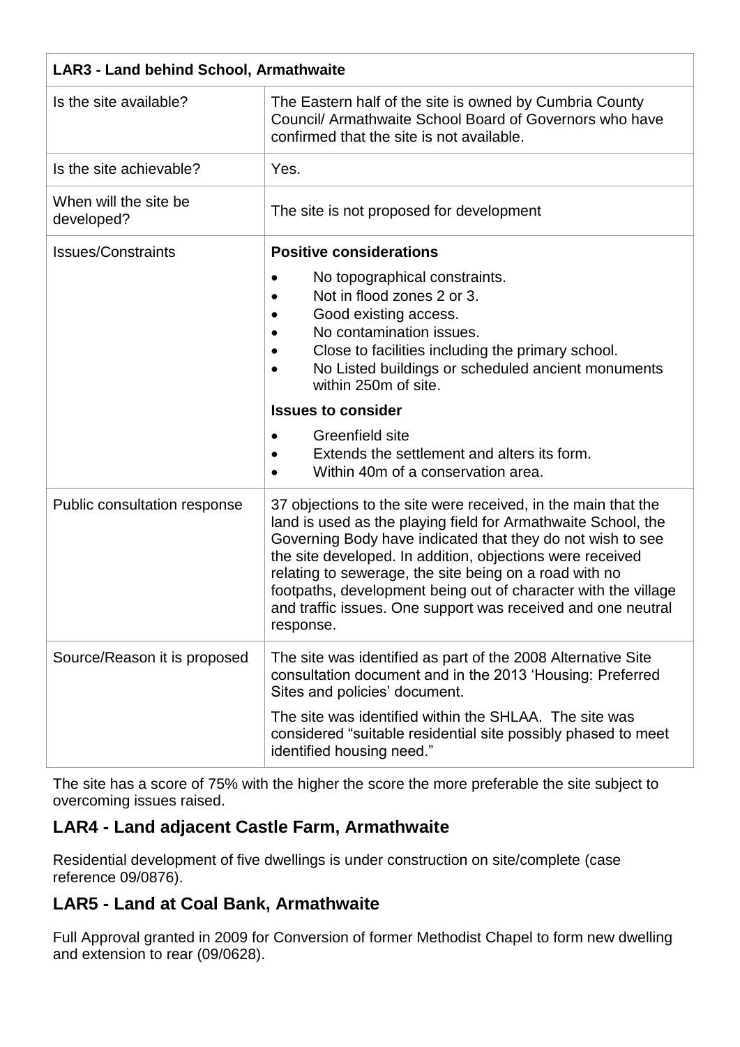| LAR3 - Land behind School, Armathwaite | |
|---|---|
| Is the site available? | The Eastern half of the site is owned by Cumbria County Council/ Armathwaite School Board of Governors who have confirmed that the site is not available. |
| Is the site achievable? | Yes. |
| When will the site be developed? | The site is not proposed for development |
| Issues/Constraints | **Positive considerations**<br>• No topographical constraints.<br>• Not in flood zones 2 or 3.<br>• Good existing access.<br>• No contamination issues.<br>• Close to facilities including the primary school.<br>• No Listed buildings or scheduled ancient monuments within 250m of site.<br>**Issues to consider**<br>• Greenfield site<br>• Extends the settlement and alters its form.<br>• Within 40m of a conservation area. |
| Public consultation response | 37 objections to the site were received, in the main that the land is used as the playing field for Armathwaite School, the Governing Body have indicated that they do not wish to see the site developed. In addition, objections were received relating to sewerage, the site being on a road with no footpaths, development being out of character with the village and traffic issues. One support was received and one neutral response. |
| Source/Reason it is proposed | The site was identified as part of the 2008 Alternative Site consultation document and in the 2013 'Housing: Preferred Sites and policies' document.<br>The site was identified within the SHLAA. The site was considered "suitable residential site possibly phased to meet identified housing need." |

The site has a score of 75% with the higher the score the more preferable the site subject to overcoming issues raised.

## LAR4 - Land adjacent Castle Farm, Armathwaite

Residential development of five dwellings is under construction on site/complete (case reference 09/0876).

## LAR5 - Land at Coal Bank, Armathwaite

Full Approval granted in 2009 for Conversion of former Methodist Chapel to form new dwelling and extension to rear (09/0628).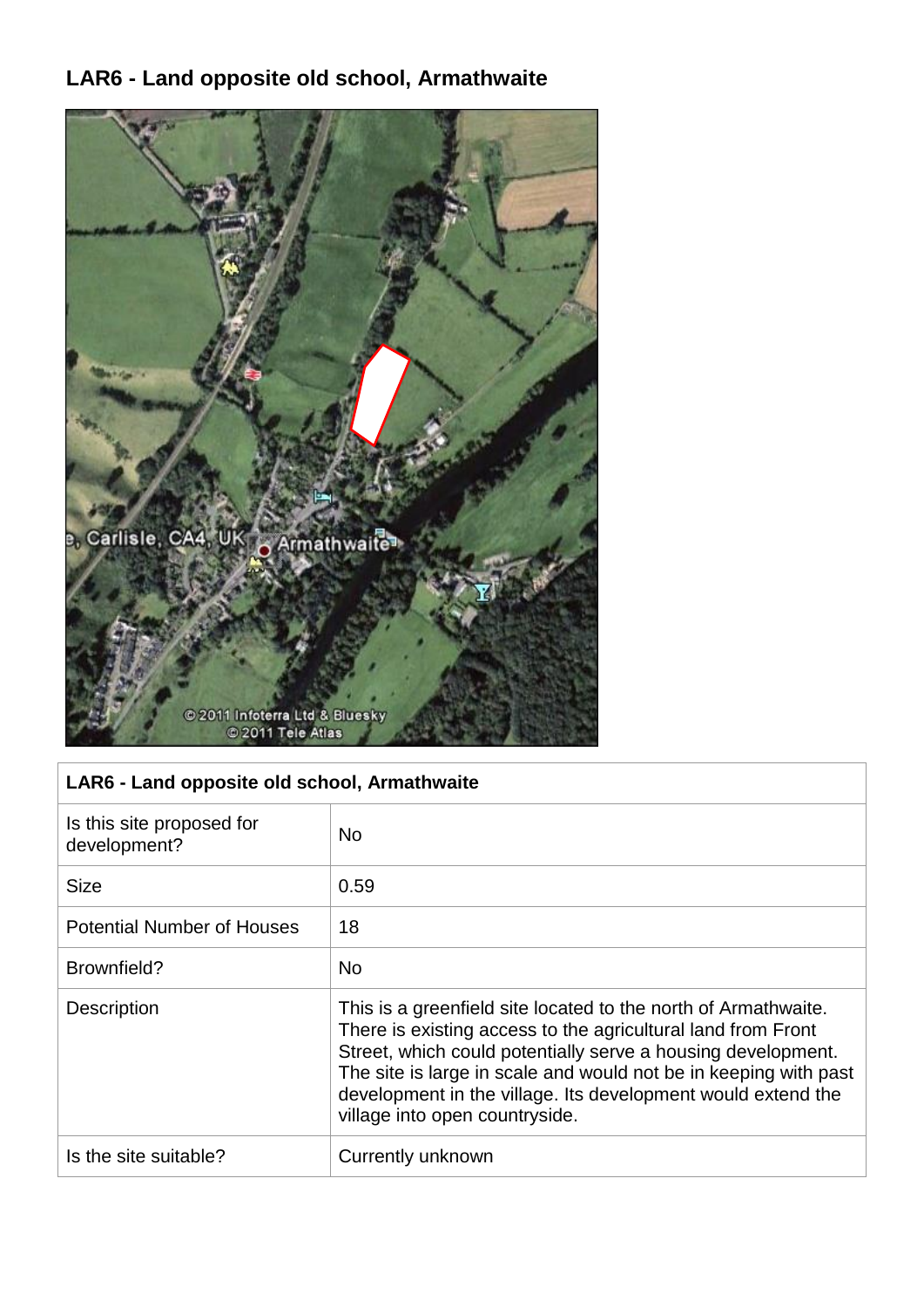# LAR6 - Land opposite old school, Armathwaite

| LAR6 - Land opposite old school, Armathwaite | |
|---|---|
| Is this site proposed for development? | No |
| Size | 0.59 |
| Potential Number of Houses | 18 |
| Brownfield? | No |
| Description | This is a greenfield site located to the north of Armathwaite. There is existing access to the agricultural land from Front Street, which could potentially serve a housing development. The site is large in scale and would not be in keeping with past development in the village. Its development would extend the village into open countryside. |
| Is the site suitable? | Currently unknown |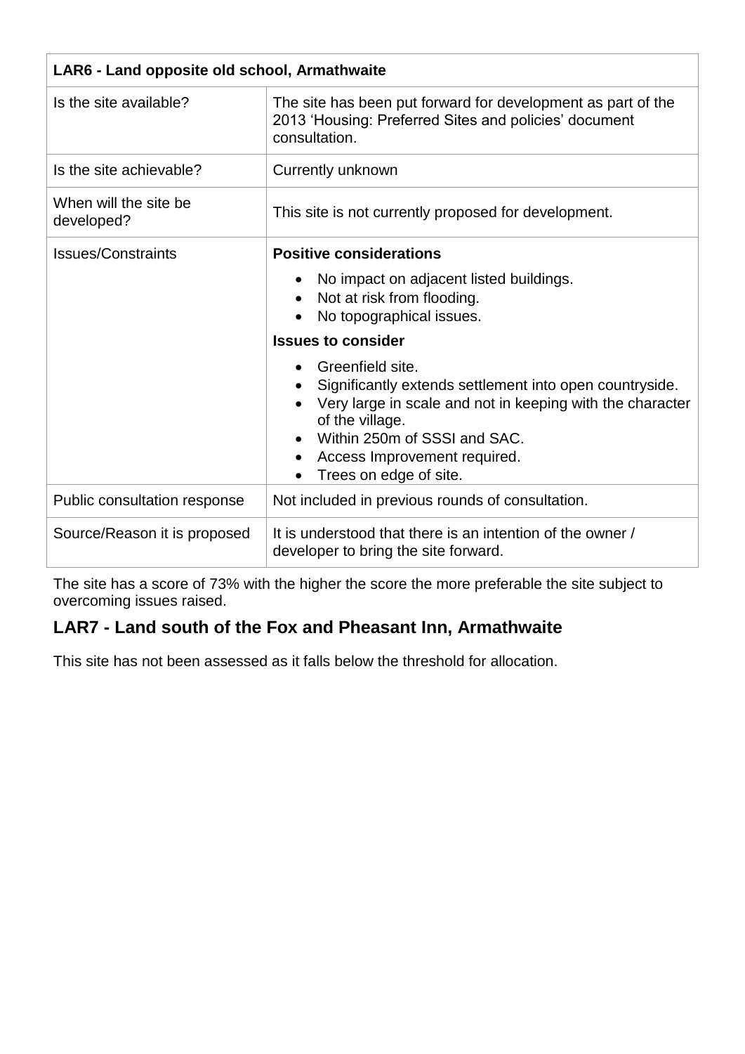| LAR6 - Land opposite old school, Armathwaite | |
|---|---|
| Is the site available? | The site has been put forward for development as part of the 2013 'Housing: Preferred Sites and policies' document consultation. |
| Is the site achievable? | Currently unknown |
| When will the site be developed? | This site is not currently proposed for development. |
| Issues/Constraints | **Positive considerations**<br>• No impact on adjacent listed buildings.<br>• Not at risk from flooding.<br>• No topographical issues.<br>**Issues to consider**<br>• Greenfield site.<br>• Significantly extends settlement into open countryside.<br>• Very large in scale and not in keeping with the character of the village.<br>• Within 250m of SSSI and SAC.<br>• Access Improvement required.<br>• Trees on edge of site. |
| Public consultation response | Not included in previous rounds of consultation. |
| Source/Reason it is proposed | It is understood that there is an intention of the owner / developer to bring the site forward. |

The site has a score of 73% with the higher the score the more preferable the site subject to overcoming issues raised.

## LAR7 - Land south of the Fox and Pheasant Inn, Armathwaite

This site has not been assessed as it falls below the threshold for allocation.